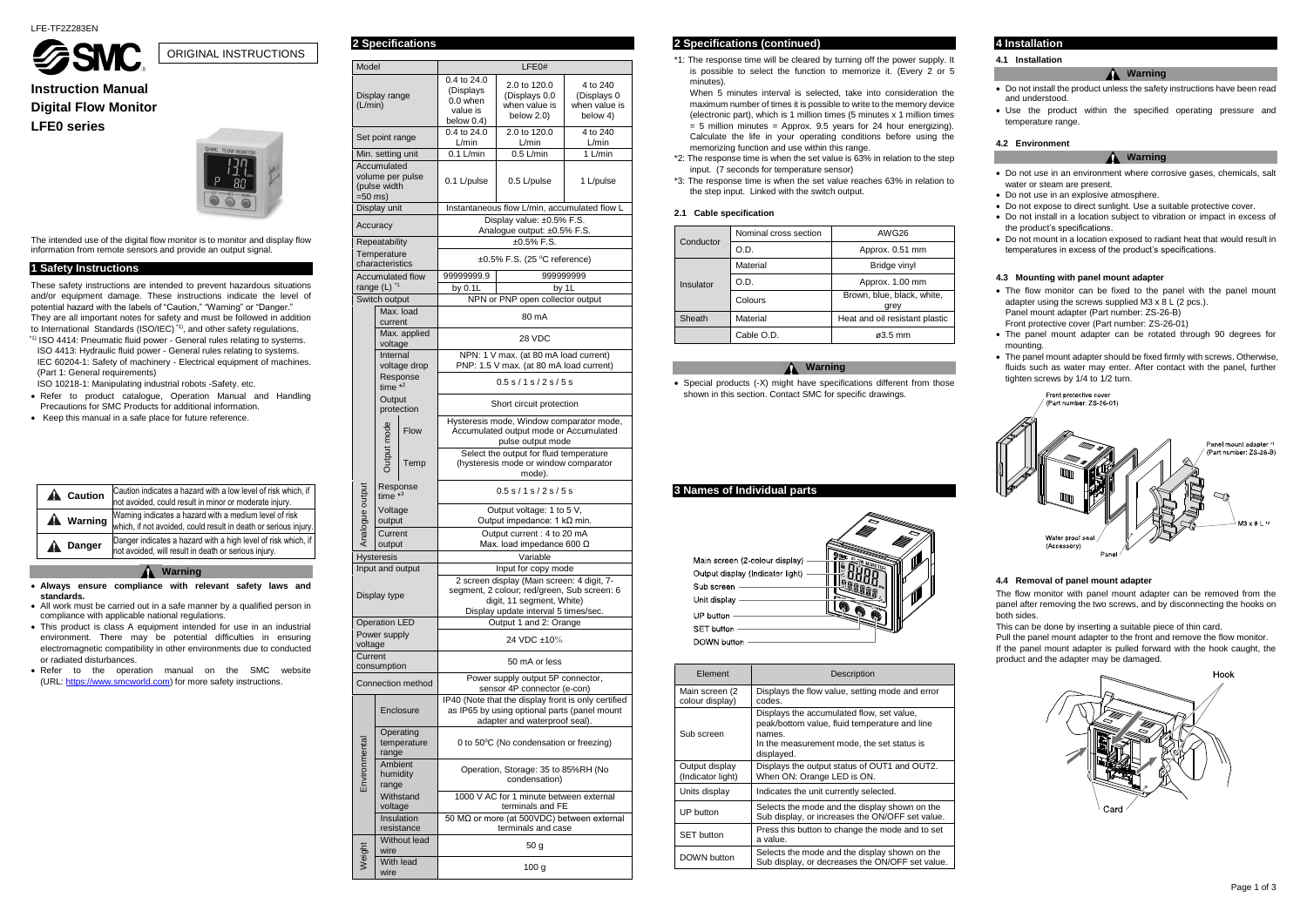LFE-TF2Z283EN

ORIGINAL INSTRUCTIONS

# Instruction Manual
# Digital Flow Monitor
# LFE0 series

The intended use of the digital flow monitor is to monitor and display flow information from remote sensors and provide an output signal.

## 1 Safety Instructions

These safety instructions are intended to prevent hazardous situations and/or equipment damage. These instructions indicate the level of potential hazard with the labels of "Caution," "Warning" or "Danger." They are all important notes for safety and must be followed in addition to International Standards (ISO/IEC) [*1], and other safety regulations.

[*1] ISO 4414: Pneumatic fluid power - General rules relating to systems.
ISO 4413: Hydraulic fluid power - General rules relating to systems.
IEC 60204-1: Safety of machinery - Electrical equipment of machines. (Part 1: General requirements)
ISO 10218-1: Manipulating industrial robots -Safety. etc.

- Refer to product catalogue, Operation Manual and Handling Precautions for SMC Products for additional information.
- Keep this manual in a safe place for future reference.

| | |
|---|---|
| Caution | Caution indicates a hazard with a low level of risk which, if not avoided, could result in minor or moderate injury. |
| Warning | Warning indicates a hazard with a medium level of risk which, if not avoided, could result in death or serious injury. |
| Danger | Danger indicates a hazard with a high level of risk which, if not avoided, will result in death or serious injury. |

**Warning**

- **Always ensure compliance with relevant safety laws and standards.**
- All work must be carried out in a safe manner by a qualified person in compliance with applicable national regulations.
- This product is class A equipment intended for use in an industrial environment. There may be potential difficulties in ensuring electromagnetic compatibility in other environments due to conducted or radiated disturbances.
- Refer to the operation manual on the SMC website (URL: https://www.smcworld.com) for more safety instructions.

## 2 Specifications

| Model | | | LFE0# | | |
|---|---|---|---|---|---|
| Display range (L/min) | | | 0.4 to 24.0 (Displays 0.0 when value is below 0.4) | 2.0 to 120.0 (Displays 0.0 when value is below 2.0) | 4 to 240 (Displays 0 when value is below 4) |
| Set point range | | | 0.4 to 24.0 L/min | 2.0 to 120.0 L/min | 4 to 240 L/min |
| Min. setting unit | | | 0.1 L/min | 0.5 L/min | 1 L/min |
| Accumulated volume per pulse (pulse width =50 ms) | | | 0.1 L/pulse | 0.5 L/pulse | 1 L/pulse |
| Display unit | | | Instantaneous flow L/min, accumulated flow L | | |
| Accuracy | | | Display value: ±0.5% F.S. Analogue output: ±0.5% F.S. | | |
| Repeatability | | | ±0.5% F.S. | | |
| Temperature characteristics | | | ±0.5% F.S. (25 °C reference) | | |
| Accumulated flow range (L) [*1] | | | 99999999.9 by 0.1L | 999999999 by 1L | |
| Switch output | | | NPN or PNP open collector output | | |
| | Max. load current | | 80 mA | | |
| | Max. applied voltage | | 28 VDC | | |
| | Internal voltage drop | | NPN: 1 V max. (at 80 mA load current) PNP: 1.5 V max. (at 80 mA load current) | | |
| | Response time [*2] | | 0.5 s / 1 s / 2 s / 5 s | | |
| | Output protection | | Short circuit protection | | |
| | Output mode | Flow | Hysteresis mode, Window comparator mode, Accumulated output mode or Accumulated pulse output mode | | |
| | | Temp | Select the output for fluid temperature (hysteresis mode or window comparator mode). | | |
| Analogue output | Response time [*3] | | 0.5 s / 1 s / 2 s / 5 s | | |
| | Voltage output | | Output voltage: 1 to 5 V, Output impedance: 1 kΩ min. | | |
| | Current output | | Output current : 4 to 20 mA Max. load impedance 600 Ω | | |
| Hysteresis | | | Variable | | |
| Input and output | | | Input for copy mode | | |
| Display type | | | 2 screen display (Main screen: 4 digit, 7-segment, 2 colour; red/green, Sub screen: 6 digit, 11 segment, White) Display update interval 5 times/sec. | | |
| Operation LED | | | Output 1 and 2: Orange | | |
| Power supply voltage | | | 24 VDC ±10% | | |
| Current consumption | | | 50 mA or less | | |
| Connection method | | | Power supply output 5P connector, sensor 4P connector (e-con) | | |
| Environmental | Enclosure | | IP40 (Note that the display front is only certified as IP65 by using optional parts (panel mount adapter and waterproof seal). | | |
| | Operating temperature range | | 0 to 50°C (No condensation or freezing) | | |
| | Ambient humidity range | | Operation, Storage: 35 to 85%RH (No condensation) | | |
| | Withstand voltage | | 1000 V AC for 1 minute between external terminals and FE | | |
| | Insulation resistance | | 50 MΩ or more (at 500VDC) between external terminals and case | | |
| Weight | Without lead wire | | 50 g | | |
| | With lead wire | | 100 g | | |

## 2 Specifications (continued)

*1: The response time will be cleared by turning off the power supply. It is possible to select the function to memorize it. (Every 2 or 5 minutes).
When 5 minutes interval is selected, take into consideration the maximum number of times it is possible to write to the memory device (electronic part), which is 1 million times (5 minutes x 1 million times = 5 million minutes = Approx. 9.5 years for 24 hour energizing). Calculate the life in your operating conditions before using the memorizing function and use within this range.

*2: The response time is when the set value is 63% in relation to the step input. (7 seconds for temperature sensor)

*3: The response time is when the set value reaches 63% in relation to the step input. Linked with the switch output.

### 2.1 Cable specification

| | | |
|---|---|---|
| Conductor | Nominal cross section | AWG26 |
| | O.D. | Approx. 0.51 mm |
| Insulator | Material | Bridge vinyl |
| | O.D. | Approx. 1.00 mm |
| | Colours | Brown, blue, black, white, grey |
| Sheath | Material | Heat and oil resistant plastic |
| | Cable O.D. | ø3.5 mm |

**Warning**

- Special products (-X) might have specifications different from those shown in this section. Contact SMC for specific drawings.

## 3 Names of Individual parts

Main screen (2-colour display)
Output display (Indicator light)
Sub screen
Unit display
UP button
SET button
DOWN button

| Element | Description |
|---|---|
| Main screen (2 colour display) | Displays the flow value, setting mode and error codes. |
| Sub screen | Displays the accumulated flow, set value, peak/bottom value, fluid temperature and line names. In the measurement mode, the set status is displayed. |
| Output display (Indicator light) | Displays the output status of OUT1 and OUT2. When ON: Orange LED is ON. |
| Units display | Indicates the unit currently selected. |
| UP button | Selects the mode and the display shown on the Sub display, or increases the ON/OFF set value. |
| SET button | Press this button to change the mode and to set a value. |
| DOWN button | Selects the mode and the display shown on the Sub display, or decreases the ON/OFF set value. |

## 4 Installation

### 4.1 Installation

**Warning**

- Do not install the product unless the safety instructions have been read and understood.
- Use the product within the specified operating pressure and temperature range.

### 4.2 Environment

**Warning**

- Do not use in an environment where corrosive gases, chemicals, salt water or steam are present.
- Do not use in an explosive atmosphere.
- Do not expose to direct sunlight. Use a suitable protective cover.
- Do not install in a location subject to vibration or impact in excess of the product's specifications.
- Do not mount in a location exposed to radiant heat that would result in temperatures in excess of the product's specifications.

### 4.3 Mounting with panel mount adapter

- The flow monitor can be fixed to the panel with the panel mount adapter using the screws supplied M3 x 8 L (2 pcs.).
Panel mount adapter (Part number: ZS-26-B)
Front protective cover (Part number: ZS-26-01)
- The panel mount adapter can be rotated through 90 degrees for mounting.
- The panel mount adapter should be fixed firmly with screws. Otherwise, fluids such as water may enter. After contact with the panel, further tighten screws by 1/4 to 1/2 turn.

Front protective cover (Part number: ZS-26-01)
Panel mount adapter [*1] (Part number: ZS-26-B)
M3 x 8 L [*2]
Water proof seal (Accessory)
Panel

### 4.4 Removal of panel mount adapter

The flow monitor with panel mount adapter can be removed from the panel after removing the two screws, and by disconnecting the hooks on both sides.

This can be done by inserting a suitable piece of thin card.

Pull the panel mount adapter to the front and remove the flow monitor.

If the panel mount adapter is pulled forward with the hook caught, the product and the adapter may be damaged.

Hook
Card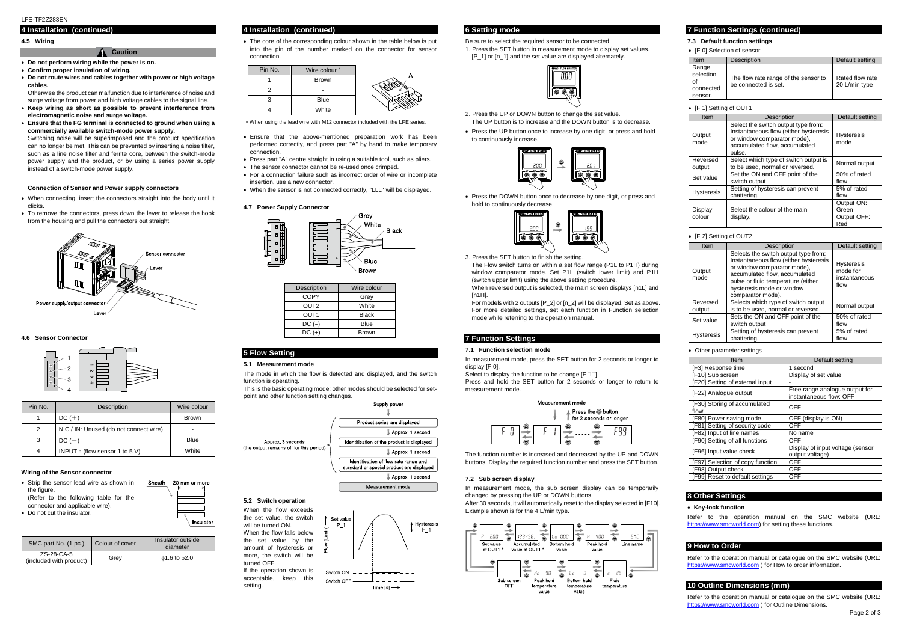## 4 Installation (continued)

### 4.5 Wiring

**Caution**

- **Do not perform wiring while the power is on.**
- **Confirm proper insulation of wiring.**
- **Do not route wires and cables together with power or high voltage cables.**

  Otherwise the product can malfunction due to interference of noise and surge voltage from power and high voltage cables to the signal line.
- **Keep wiring as short as possible to prevent interference from electromagnetic noise and surge voltage.**
- **Ensure that the FG terminal is connected to ground when using a commercially available switch-mode power supply.**

  Switching noise will be superimposed and the product specification can no longer be met. This can be prevented by inserting a noise filter, such as a line noise filter and ferrite core, between the switch-mode power supply and the product, or by using a series power supply instead of a switch-mode power supply.

#### Connection of Sensor and Power supply connectors

- When connecting, insert the connectors straight into the body until it clicks.
- To remove the connectors, press down the lever to release the hook from the housing and pull the connectors out straight.

Sensor connector
Lever
Power supply/output connector
Lever

### 4.6 Sensor Connector

| Pin No. | Description | Wire colour |
|---|---|---|
| 1 | DC (+) | Brown |
| 2 | N.C./ IN: Unused (do not connect wire) | - |
| 3 | DC (−) | Blue |
| 4 | INPUT : (flow sensor 1 to 5 V) | White |

#### Wiring of the Sensor connector

- Strip the sensor lead wire as shown in the figure.

  (Refer to the following table for the connector and applicable wire).
- Do not cut the insulator.

Sheath 20 mm or more
Insulator

| SMC part No. (1 pc.) | Colour of cover | Insulator outside diameter |
|---|---|---|
| ZS-28-CA-5 (included with product) | Grey | ϕ1.6 to ϕ2.0 |

## 4 Installation (continued)

- The core of the corresponding colour shown in the table below is put into the pin of the number marked on the connector for sensor connection.

| Pin No. | Wire colour * |
|---|---|
| 1 | Brown |
| 2 | - |
| 3 | Blue |
| 4 | White |

\* When using the lead wire with M12 connector included with the LFE series.

- Ensure that the above-mentioned preparation work has been performed correctly, and press part "A" by hand to make temporary connection.
- Press part "A" centre straight in using a suitable tool, such as pliers.
- The sensor connector cannot be re-used once crimped.
- For a connection failure such as incorrect order of wire or incomplete insertion, use a new connector.
- When the sensor is not connected correctly, "LLL" will be displayed.

### 4.7 Power Supply Connector

| Description | Wire colour |
|---|---|
| COPY | Grey |
| OUT2 | White |
| OUT1 | Black |
| DC (–) | Blue |
| DC (+) | Brown |

## 5 Flow Setting

### 5.1 Measurement mode

The mode in which the flow is detected and displayed, and the switch function is operating.

This is the basic operating mode; other modes should be selected for set-point and other function setting changes.

Supply power → Product series are displayed → (Approx. 1 second) → Identification of the product is displayed → (Approx. 1 second) → Identification of flow rate range and standard or special product are displayed → (Approx. 1 second) → Measurement mode

Approx. 3 seconds (the output remains off for this period)

### 5.2 Switch operation

When the flow exceeds the set value, the switch will be turned ON.

When the flow falls below the set value by the amount of hysteresis or more, the switch will be turned OFF.

If the operation shown is acceptable, keep this setting.

## 6 Setting mode

Be sure to select the required sensor to be connected.

1. Press the SET button in measurement mode to display set values. [P_1] or [n_1] and the set value are displayed alternately.
2. Press the UP or DOWN button to change the set value. The UP button is to increase and the DOWN button is to decrease.

- Press the UP button once to increase by one digit, or press and hold to continuously increase.
- Press the DOWN button once to decrease by one digit, or press and hold to continuously decrease.

3. Press the SET button to finish the setting.

   The Flow switch turns on within a set flow range (P1L to P1H) during window comparator mode. Set P1L (switch lower limit) and P1H (switch upper limit) using the above setting procedure.

   When reversed output is selected, the main screen displays [n1L] and [n1H].

   For models with 2 outputs [P_2] or [n_2] will be displayed. Set as above. For more detailed settings, set each function in Function selection mode while referring to the operation manual.

## 7 Function Settings

### 7.1 Function selection mode

In measurement mode, press the SET button for 2 seconds or longer to display [F 0].

Select to display the function to be change [F□□].

Press and hold the SET button for 2 seconds or longer to return to measurement mode.

Measurement mode — Press the SET button for 2 seconds or longer.

The function number is increased and decreased by the UP and DOWN buttons. Display the required function number and press the SET button.

### 7.2 Sub screen display

In measurement mode, the sub screen display can be temporarily changed by pressing the UP or DOWN buttons.

After 30 seconds, it will automatically reset to the display selected in [F10].

Example shown is for the 4 L/min type.

Set value of OUT1 \* → Accumulated value of OUT1 \* → Bottom hold value → Peak hold value → Line name; Sub screen OFF → Peak hold temperature value → Bottom hold temperature value → Fluid temperature

## 7 Function Settings (continued)

### 7.3 Default function settings

- [F 0] Selection of sensor

| Item | Description | Default setting |
|---|---|---|
| Range selection of connected sensor. | The flow rate range of the sensor to be connected is set. | Rated flow rate 20 L/min type |

- [F 1] Setting of OUT1

| Item | Description | Default setting |
|---|---|---|
| Output mode | Select the switch output type from: Instantaneous flow (either hysteresis or window comparator mode), accumulated flow, accumulated pulse. | Hysteresis mode |
| Reversed output | Select which type of switch output is to be used, normal or reversed. | Normal output |
| Set value | Set the ON and OFF point of the switch output | 50% of rated flow |
| Hysteresis | Setting of hysteresis can prevent chattering. | 5% of rated flow |
| Display colour | Select the colour of the main display. | Output ON: Green Output OFF: Red |

- [F 2] Setting of OUT2

| Item | Description | Default setting |
|---|---|---|
| Output mode | Selects the switch output type from: Instantaneous flow (either hysteresis or window comparator mode), accumulated flow, accumulated pulse or fluid temperature (either hysteresis mode or window comparator mode). | Hysteresis mode for instantaneous flow |
| Reversed output | Selects which type of switch output is to be used, normal or reversed. | Normal output |
| Set value | Sets the ON and OFF point of the switch output | 50% of rated flow |
| Hysteresis | Setting of hysteresis can prevent chattering. | 5% of rated flow |

- Other parameter settings

| Item | Default setting |
|---|---|
| [F3] Response time | 1 second |
| [F10] Sub screen | Display of set value |
| [F20] Setting of external input | - |
| [F22] Analogue output | Free range analogue output for instantaneous flow: OFF |
| [F30] Storing of accumulated flow | OFF |
| [F80] Power saving mode | OFF (display is ON) |
| [F81] Setting of security code | OFF |
| [F82] Input of line names | No name |
| [F90] Setting of all functions | OFF |
| [F96] Input value check | Display of input voltage (sensor output voltage) |
| [F97] Selection of copy function | OFF |
| [F98] Output check | OFF |
| [F99] Reset to default settings | OFF |

## 8 Other Settings

- **Key-lock function**

Refer to the operation manual on the SMC website (URL: https://www.smcworld.com) for setting these functions.

## 9 How to Order

Refer to the operation manual or catalogue on the SMC website (URL: https://www.smcworld.com ) for How to order information.

## 10 Outline Dimensions (mm)

Refer to the operation manual or catalogue on the SMC website (URL: https://www.smcworld.com ) for Outline Dimensions.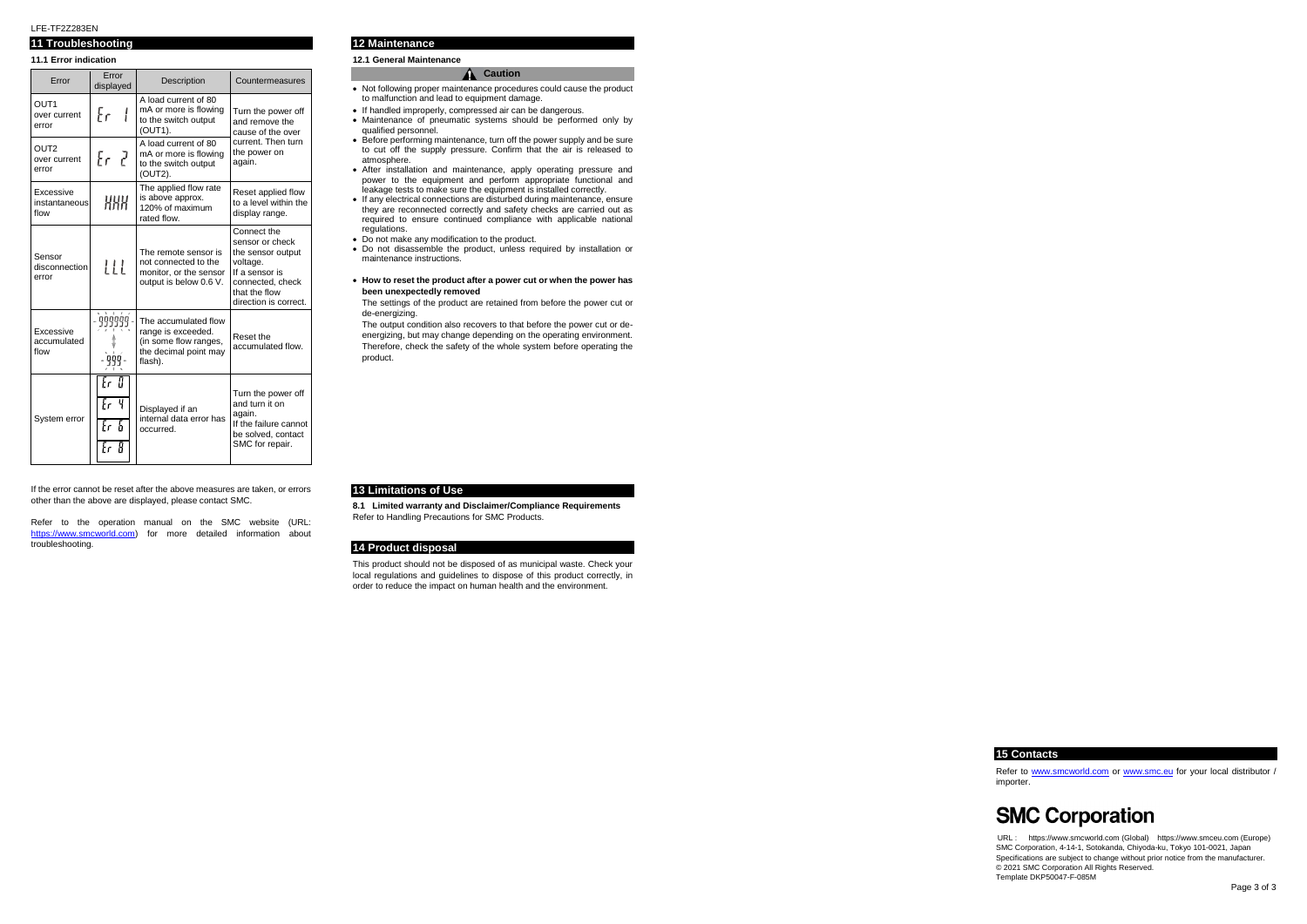## 11 Troubleshooting

### 11.1 Error indication

| Error | Error displayed | Description | Countermeasures |
|---|---|---|---|
| OUT1 over current error | Er 1 | A load current of 80 mA or more is flowing to the switch output (OUT1). | Turn the power off and remove the cause of the over current. Then turn the power on again. |
| OUT2 over current error | Er 2 | A load current of 80 mA or more is flowing to the switch output (OUT2). | |
| Excessive instantaneous flow | HHH | The applied flow rate is above approx. 120% of maximum rated flow. | Reset applied flow to a level within the display range. |
| Sensor disconnection error | LLL | The remote sensor is not connected to the monitor, or the sensor output is below 0.6 V. | Connect the sensor or check the sensor output voltage. If a sensor is connected, check that the flow direction is correct. |
| Excessive accumulated flow | 999999 ⇕ 999 | The accumulated flow range is exceeded. (in some flow ranges, the decimal point may flash). | Reset the accumulated flow. |
| System error | Er 0, Er 4, Er 6, Er 8 | Displayed if an internal data error has occurred. | Turn the power off and turn it on again. If the failure cannot be solved, contact SMC for repair. |

If the error cannot be reset after the above measures are taken, or errors other than the above are displayed, please contact SMC.

Refer to the operation manual on the SMC website (URL: https://www.smcworld.com) for more detailed information about troubleshooting.

## 12 Maintenance

### 12.1 General Maintenance

**Caution**

- Not following proper maintenance procedures could cause the product to malfunction and lead to equipment damage.
- If handled improperly, compressed air can be dangerous.
- Maintenance of pneumatic systems should be performed only by qualified personnel.
- Before performing maintenance, turn off the power supply and be sure to cut off the supply pressure. Confirm that the air is released to atmosphere.
- After installation and maintenance, apply operating pressure and power to the equipment and perform appropriate functional and leakage tests to make sure the equipment is installed correctly.
- If any electrical connections are disturbed during maintenance, ensure they are reconnected correctly and safety checks are carried out as required to ensure continued compliance with applicable national regulations.
- Do not make any modification to the product.
- Do not disassemble the product, unless required by installation or maintenance instructions.
- **How to reset the product after a power cut or when the power has been unexpectedly removed**

  The settings of the product are retained from before the power cut or de-energizing.

  The output condition also recovers to that before the power cut or de-energizing, but may change depending on the operating environment. Therefore, check the safety of the whole system before operating the product.

## 13 Limitations of Use

**8.1 Limited warranty and Disclaimer/Compliance Requirements**
Refer to Handling Precautions for SMC Products.

## 14 Product disposal

This product should not be disposed of as municipal waste. Check your local regulations and guidelines to dispose of this product correctly, in order to reduce the impact on human health and the environment.

## 15 Contacts

Refer to www.smcworld.com or www.smc.eu for your local distributor / importer.

**SMC Corporation**

URL : https://www.smcworld.com (Global) https://www.smceu.com (Europe)
SMC Corporation, 4-14-1, Sotokanda, Chiyoda-ku, Tokyo 101-0021, Japan
Specifications are subject to change without prior notice from the manufacturer.
© 2021 SMC Corporation All Rights Reserved.
Template DKP50047-F-085M